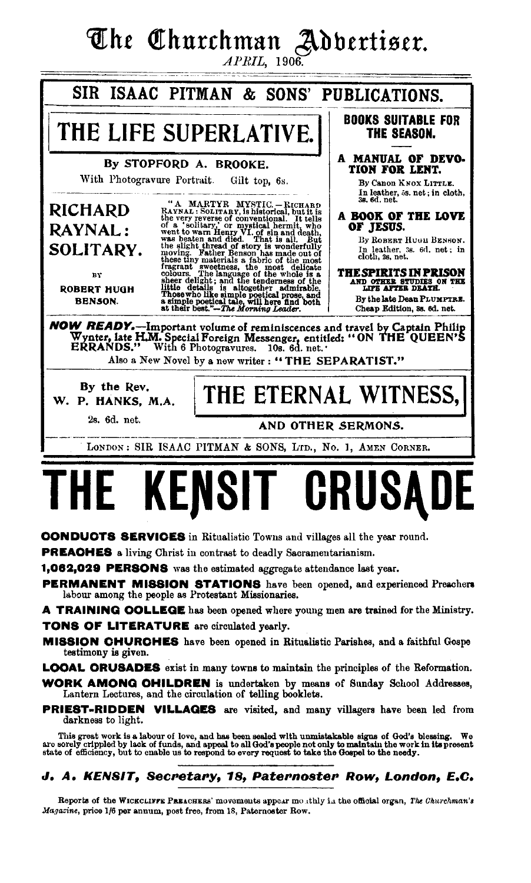# The Churchman Advertiser.

*APRIL, 1906.*

## SIR ISAAC PITMAN & SONS' PUBLICATIONS.

### THE LIFE SUPERLATIVE.

By STOPFORD A. BROOKE.

With Photogravure Portrait. Gilt top, 6s.

### RICHARD RAYNAL: SOLITARY.

BY ROBERT HUGH BENSON.

"A MARTYR MYSTIC.—RICHARD RAYNAL: SOLITARY, is historical, but it is the very reverse of conventional. It tells of a 'solitary,' or mystical hermit, who went to warn Henry VI. of sin and death, was beaten and died. That is all. But the slight thread of story is wonderfully moving. Father Benson has made out of these tiny materials a fabric of the most fragrant sweetness, the most delicate colours. The language of the whole is a sheer delight; and the tenderness of the little details is altogether admirable. Those who like simple poetical prose, and a simple poetical tale, will here find both at their best."—*The Morning Leader.*

### BOOKS SUITABLE FOR THE SEASON.

**A MANUAL OF DEVOTION FOR LENT.**

By Canon KNOX LITTLE.

In leather, 5s. net; in cloth, 3s. 6d. net.

**A BOOK OF THE LOVE OF JESUS.**

By ROBERT HUGH BENSON.

In leather, 3s. 6d. net; in cloth, 2s. net.

**THE SPIRITS IN PRISON AND OTHER STUDIES ON THE LIFE AFTER DEATH.**

By the late Dean PLUMPTRE.

Cheap Edition, 3s. 6d. net.

***NOW READY.***—Important volume of reminiscences and travel by Captain Philip Wynter, late H.M. Special Foreign Messenger, entitled: "ON THE QUEEN'S ERRANDS." With 6 Photogravures. 10s. 6d. net.

Also a New Novel by a new writer: "THE SEPARATIST."

### THE ETERNAL WITNESS, AND OTHER SERMONS.

By the Rev. W. P. HANKS, M.A.

2s. 6d. net.

LONDON: SIR ISAAC PITMAN & SONS, LTD., No. 1, AMEN CORNER.

# THE KENSIT CRUSADE

**CONDUCTS SERVICES** in Ritualistic Towns and villages all the year round.

**PREACHES** a living Christ in contrast to deadly Sacramentarianism.

**1,062,029 PERSONS** was the estimated aggregate attendance last year.

**PERMANENT MISSION STATIONS** have been opened, and experienced Preachers labour among the people as Protestant Missionaries.

**A TRAINING COLLEGE** has been opened where young men are trained for the Ministry.

**TONS OF LITERATURE** are circulated yearly.

**MISSION CHURCHES** have been opened in Ritualistic Parishes, and a faithful Gospe testimony is given.

**LOCAL CRUSADES** exist in many towns to maintain the principles of the Reformation.

**WORK AMONG CHILDREN** is undertaken by means of Sunday School Addresses, Lantern Lectures, and the circulation of telling booklets.

**PRIEST-RIDDEN VILLAGES** are visited, and many villagers have been led from darkness to light.

This great work is a labour of love, and has been sealed with unmistakable signs of God's blessing. We are sorely crippled by lack of funds, and appeal to all God's people not only to maintain the work in its present state of efficiency, but to enable us to respond to every request to take the Gospel to the needy.

***J. A. KENSIT, Secretary, 18, Paternoster Row, London, E.C.***

Reports of the WICKCLIFFE PREACHERS' movements appear monthly in the official organ, *The Churchman's Magazine*, price 1/6 per annum, post free, from 18, Paternoster Row.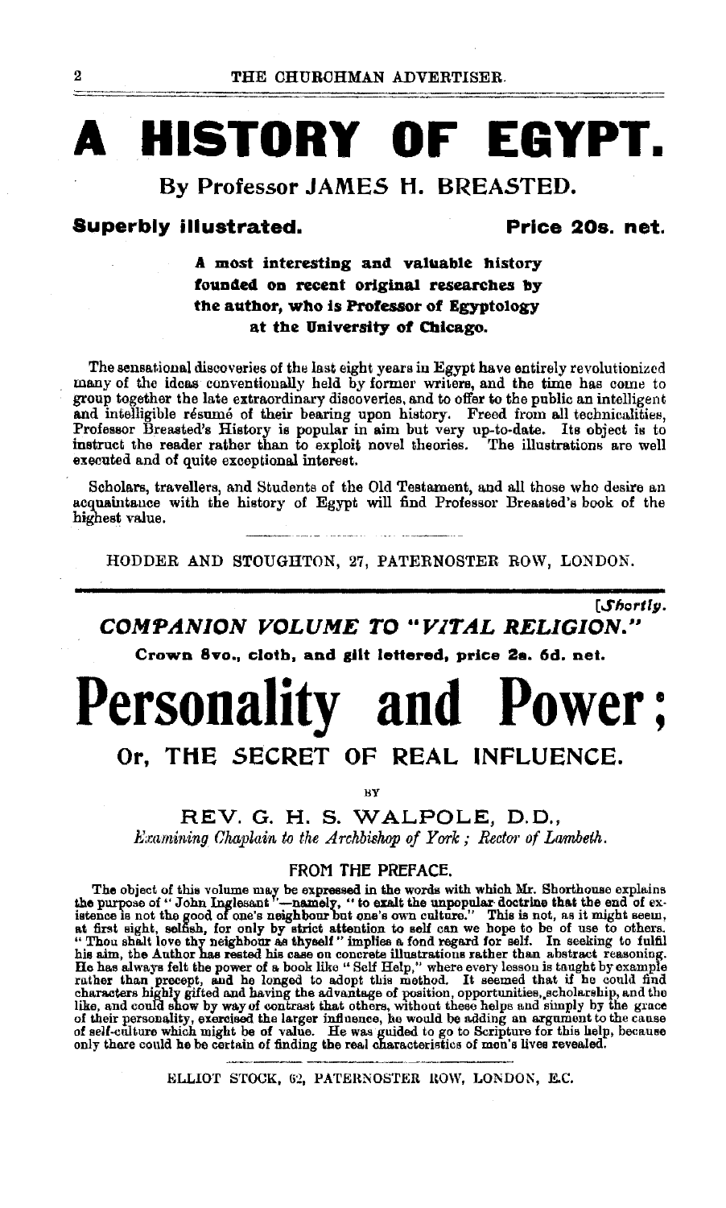# A HISTORY OF EGYPT.

## By Professor JAMES H. BREASTED.

**Superbly illustrated.** **Price 20s. net.**

**A most interesting and valuable history founded on recent original researches by the author, who is Professor of Egyptology at the University of Chicago.**

The sensational discoveries of the last eight years in Egypt have entirely revolutionized many of the ideas conventionally held by former writers, and the time has come to group together the late extraordinary discoveries, and to offer to the public an intelligent and intelligible résumé of their bearing upon history. Freed from all technicalities, Professor Breasted's History is popular in aim but very up-to-date. Its object is to instruct the reader rather than to exploit novel theories. The illustrations are well executed and of quite exceptional interest.

Scholars, travellers, and Students of the Old Testament, and all those who desire an acquaintance with the history of Egypt will find Professor Breasted's book of the highest value.

HODDER AND STOUGHTON, 27, PATERNOSTER ROW, LONDON.

---

*[Shortly.*

***COMPANION VOLUME TO "VITAL RELIGION."***

**Crown 8vo., cloth, and gilt lettered, price 2s. 6d. net.**

# Personality and Power;

## Or, THE SECRET OF REAL INFLUENCE.

BY

### REV. G. H. S. WALPOLE, D.D.,

*Examining Chaplain to the Archbishop of York; Rector of Lambeth.*

#### FROM THE PREFACE.

The object of this volume may be expressed in the words with which Mr. Shorthouse explains the purpose of "John Inglesant"—namely, "to exalt the unpopular doctrine that the end of existence is not the good of one's neighbour but one's own culture." This is not, as it might seem, at first sight, selfish, for only by strict attention to self can we hope to be of use to others. "Thou shalt love thy neighbour as thyself" implies a fond regard for self. In seeking to fulfil his aim, the Author has rested his case on concrete illustrations rather than abstract reasoning. He has always felt the power of a book like "Self Help," where every lesson is taught by example rather than precept, and he longed to adopt this method. It seemed that if he could find characters highly gifted and having the advantage of position, opportunities, scholarship, and the like, and could show by way of contrast that others, without these helps and simply by the grace of their personality, exercised the larger influence, he would be adding an argument to the cause of self-culture which might be of value. He was guided to go to Scripture for this help, because only there could he be certain of finding the real characteristics of men's lives revealed.

ELLIOT STOCK, 62, PATERNOSTER ROW, LONDON, E.C.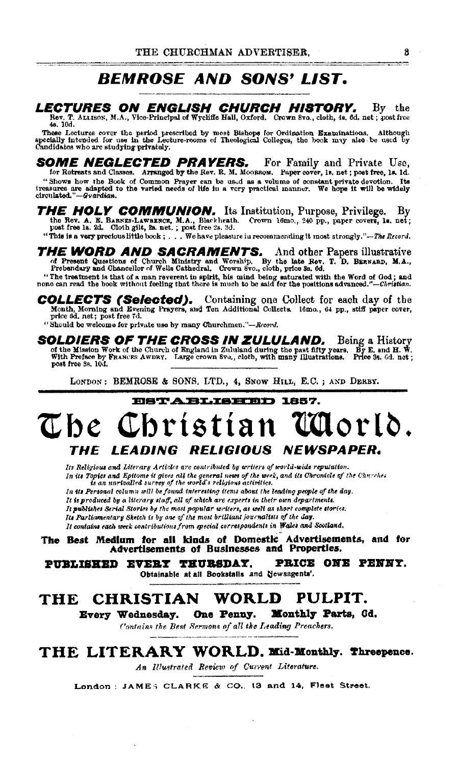# BEMROSE AND SONS' LIST.

**LECTURES ON ENGLISH CHURCH HISTORY.** By the Rev. T. ALLISON, M.A., Vice-Principal of Wycliffe Hall, Oxford. Crown 8vo., cloth, 4s. 6d. net; post free 4s. 10d.

These Lectures cover the period prescribed by most Bishops for Ordination Examinations. Although specially intended for use in the Lecture-rooms of Theological Colleges, the book may also be used by Candidates who are studying privately.

**SOME NEGLECTED PRAYERS.** For Family and Private Use, for Retreats and Classes. Arranged by the Rev. R. M. MOORSOM. Paper cover, 1s. net; post free, 1s. 1d.

"Shows how the Book of Common Prayer can be used as a volume of constant private devotion. Its treasures are adapted to the varied needs of life in a very practical manner. We hope it will be widely circulated."—*Guardian.*

**THE HOLY COMMUNION.** Its Institution, Purpose, Privilege. By the Rev. A. E. BARNES-LAWRENCE, M.A., Blackheath. Crown 16mo., 240 pp., paper covers, 1s. net; post free 1s. 2d. Cloth gilt, 2s. net.; post free 2s. 3d.

"This is a very precious little book; . . . We have pleasure in recommending it most strongly."—*The Record.*

**THE WORD AND SACRAMENTS.** And other Papers illustrative of Present Questions of Church Ministry and Worship. By the late Rev. T. D. BERNARD, M.A., Prebendary and Chancellor of Wells Cathedral. Crown 8vo., cloth, price 3s. 6d.

"The treatment is that of a man reverent in spirit, his mind being saturated with the Word of God; and none can read the book without feeling that there is much to be said for the positions advanced."—*Christian.*

**COLLECTS (Selected).** Containing one Collect for each day of the Month, Morning and Evening Prayers, and Ten Additional Collects. 16mo., 64 pp., stiff paper cover, price 6d. net; post free 7d.

"Should be welcome for private use by many Churchmen."—*Record.*

**SOLDIERS OF THE CROSS IN ZULULAND.** Being a History of the Mission Work of the Church of England in Zululand during the past fifty years. By E. and H. W. With Preface by FRANCES AWDRY. Large crown 8vo., cloth, with many Illustrations. Price 3s. 6d. net; post free 3s. 10d.

LONDON: BEMROSE & SONS, LTD., 4, SNOW HILL, E.C.; AND DERBY.

---

ESTABLISHED 1857.

# The Christian World.

## THE LEADING RELIGIOUS NEWSPAPER.

*Its Religious and Literary Articles are contributed by writers of world-wide reputation.*
*In its Topics and Epitome it gives all the general news of the week, and its Chronicle of the Churches is an unrivalled survey of the world's religious activities.*
*In its Personal column will be found interesting items about the leading people of the day.*
*It is produced by a literary staff, all of which are experts in their own departments.*
*It publishes Serial Stories by the most popular writers, as well as short complete stories.*
*Its Parliamentary Sketch is by one of the most brilliant journalists of the day.*
*It contains each week contributions from special correspondents in Wales and Scotland.*

**The Best Medium for all kinds of Domestic Advertisements, and for Advertisements of Businesses and Properties.**

**PUBLISHED EVERY THURSDAY. PRICE ONE PENNY.**
Obtainable at all Bookstalls and Newsagents'.

---

## THE CHRISTIAN WORLD PULPIT.

**Every Wednesday. One Penny. Monthly Parts, 6d.**
*Contains the Best Sermons of all the Leading Preachers.*

---

## THE LITERARY WORLD. Mid-Monthly. Threepence.

*An Illustrated Review of Current Literature.*

London: JAMES CLARKE & CO., 13 and 14, Fleet Street.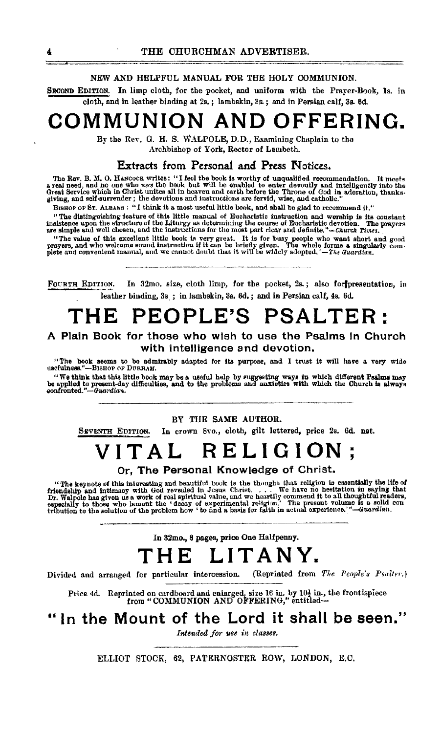NEW AND HELPFUL MANUAL FOR THE HOLY COMMUNION.

SECOND EDITION. In limp cloth, for the pocket, and uniform with the Prayer-Book, 1s. in cloth, and in leather binding at 2s.; lambskin, 3s.; and in Persian calf, 3s. 6d.

# COMMUNION AND OFFERING.

By the Rev. G. H. S. WALPOLE, D.D., Examining Chaplain to the Archbishop of York, Rector of Lambeth.

## Extracts from Personal and Press Notices.

The Rev. B. M. O. HANCOCK writes: "I feel the book is worthy of unqualified recommendation. It meets a real need, and no one who *uses* the book but will be enabled to enter devoutly and intelligently into the Great Service which in Christ unites all in heaven and earth before the Throne of God in adoration, thanksgiving, and self-surrender; the devotions and instructions are fervid, wise, and catholic."

BISHOP OF ST. ALBANS: "I think it a most useful little book, and shall be glad to recommend it."

"The distinguishing feature of this little manual of Eucharistic instruction and worship is its constant insistence upon the structure of the Liturgy as determining the course of Eucharistic devotion. The prayers are simple and well chosen, and the instructions for the most part clear and definite."—*Church Times.*

"The value of this excellent little book is very great. It is for busy people who want short and good prayers, and who welcome sound instruction if it can be briefly given. The whole forms a singularly complete and convenient manual, and we cannot doubt that it will be widely adopted."—*The Guardian.*

---

FOURTH EDITION. In 32mo. size, cloth limp, for the pocket, 2s.; also for presentation, in leather binding, 3s.; in lambskin, 3s. 6d.; and in Persian calf, 4s. 6d.

# THE PEOPLE'S PSALTER:

## A Plain Book for those who wish to use the Psalms in Church with intelligence and devotion.

"The book seems to be admirably adapted for its purpose, and I trust it will have a very wide usefulness."—BISHOP OF DURHAM.

"We think that this little book may be a useful help by suggesting ways in which different Psalms may be applied to present-day difficulties, and to the problems and anxieties with which the Church is always confronted."—*Guardian.*

---

BY THE SAME AUTHOR.

SEVENTH EDITION. In crown 8vo., cloth, gilt lettered, price 2s. 6d. net.

# VITAL RELIGION;

## Or, The Personal Knowledge of Christ.

"The keynote of this interesting and beautiful book is the thought that religion is essentially the life of friendship and intimacy with God revealed in Jesus Christ. . . . We have no hesitation in saying that Dr. Walpole has given us a work of real spiritual value, and we heartily commend it to all thoughtful readers, especially to those who lament the 'decay of experimental religion.' The present volume is a solid contribution to the solution of the problem how 'to find a basis for faith in actual experience.'"—*Guardian.*

---

In 32mo., 8 pages, price One Halfpenny.

# THE LITANY.

Divided and arranged for particular intercession. (Reprinted from *The People's Psalter.*)

---

Price 4d. Reprinted on cardboard and enlarged, size 16 in. by 10½ in., the frontispiece from "COMMUNION AND OFFERING," entitled—

## "In the Mount of the Lord it shall be seen."

*Intended for use in classes.*

---

ELLIOT STOCK, 62, PATERNOSTER ROW, LONDON, E.C.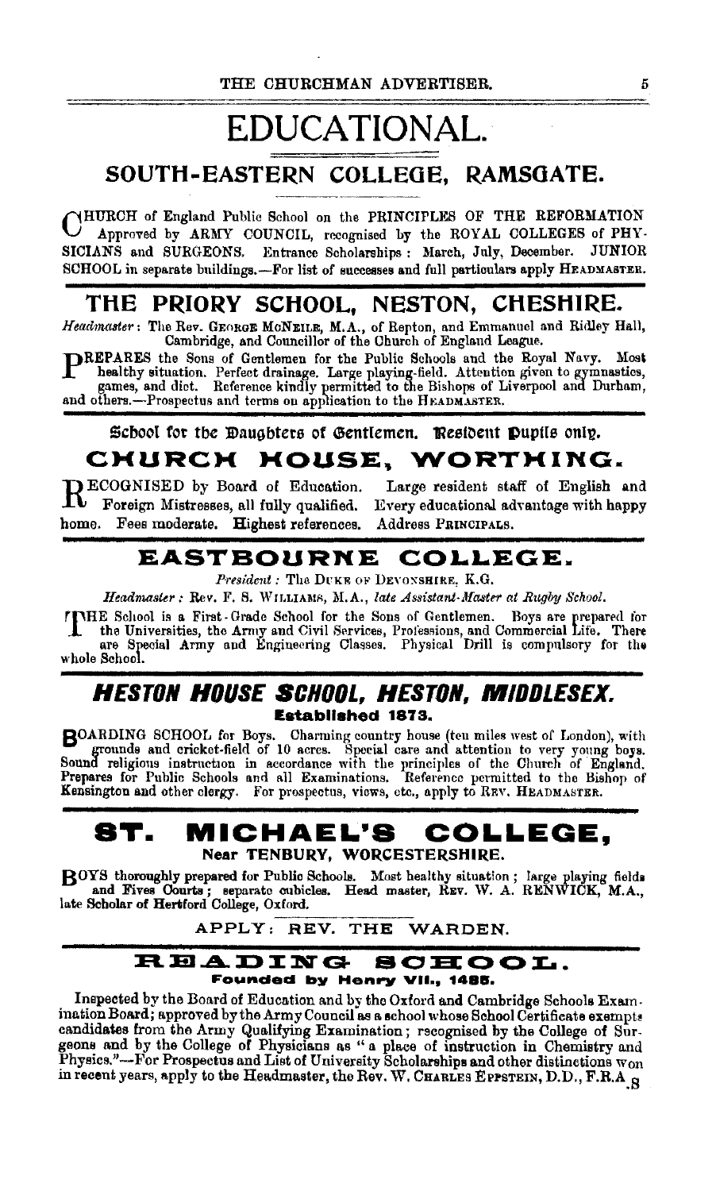# EDUCATIONAL.

## SOUTH-EASTERN COLLEGE, RAMSGATE.

CHURCH of England Public School on the PRINCIPLES OF THE REFORMATION Approved by ARMY COUNCIL, recognised by the ROYAL COLLEGES of PHYSICIANS and SURGEONS. Entrance Scholarships: March, July, December. JUNIOR SCHOOL in separate buildings.—For list of successes and full particulars apply HEADMASTER.

## THE PRIORY SCHOOL, NESTON, CHESHIRE.

*Headmaster*: The Rev. GEORGE McNEILE, M.A., of Repton, and Emmanuel and Ridley Hall, Cambridge, and Councillor of the Church of England League.

PREPARES the Sons of Gentlemen for the Public Schools and the Royal Navy. Most healthy situation. Perfect drainage. Large playing-field. Attention given to gymnastics, games, and diet. Reference kindly permitted to the Bishops of Liverpool and Durham, and others.—Prospectus and terms on application to the HEADMASTER.

School for the Daughters of Gentlemen. Resident Pupils only.

## CHURCH HOUSE, WORTHING.

RECOGNISED by Board of Education. Large resident staff of English and Foreign Mistresses, all fully qualified. Every educational advantage with happy home. Fees moderate. Highest references. Address PRINCIPALS.

## EASTBOURNE COLLEGE.

*President*: The DUKE OF DEVONSHIRE, K.G.

*Headmaster*: Rev. F. S. WILLIAMS, M.A., *late Assistant-Master at Rugby School.*

THE School is a First-Grade School for the Sons of Gentlemen. Boys are prepared for the Universities, the Army and Civil Services, Professions, and Commercial Life. There are Special Army and Engineering Classes. Physical Drill is compulsory for the whole School.

## *HESTON HOUSE SCHOOL, HESTON, MIDDLESEX.*

**Established 1873.**

BOARDING SCHOOL for Boys. Charming country house (ten miles west of London), with grounds and cricket-field of 10 acres. Special care and attention to very young boys. Sound religious instruction in accordance with the principles of the Church of England. Prepares for Public Schools and all Examinations. Reference permitted to the Bishop of Kensington and other clergy. For prospectus, views, etc., apply to REV. HEADMASTER.

## ST. MICHAEL'S COLLEGE,

**Near TENBURY, WORCESTERSHIRE.**

BOYS thoroughly prepared for Public Schools. Most healthy situation; large playing fields and Fives Courts; separate cubicles. Head master, REV. W. A. RENWICK, M.A., late Scholar of Hertford College, Oxford.

APPLY: REV. THE WARDEN.

## READING SCHOOL.

**Founded by Henry VII., 1485.**

Inspected by the Board of Education and by the Oxford and Cambridge Schools Examination Board; approved by the Army Council as a school whose School Certificate exempts candidates from the Army Qualifying Examination; recognised by the College of Surgeons and by the College of Physicians as "a place of instruction in Chemistry and Physics."—For Prospectus and List of University Scholarships and other distinctions won in recent years, apply to the Headmaster, the Rev. W. CHARLES EPPSTEIN, D.D., F.R.A.S.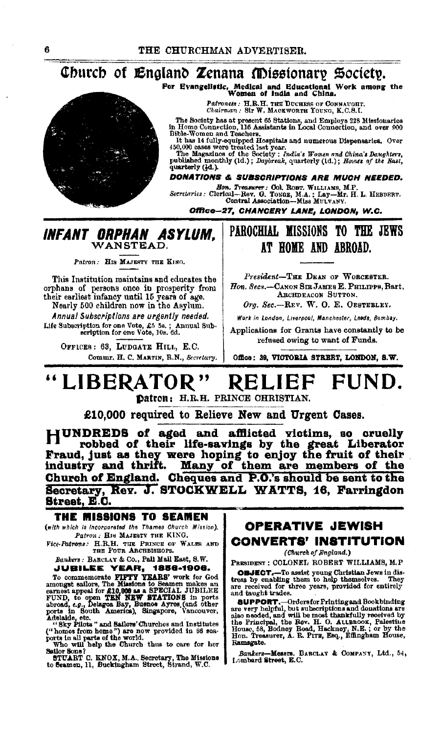# Church of England Zenana Missionary Society.

**For Evangelistic, Medical and Educational Work among the Women of India and China.**

*Patroness:* H.R.H. THE DUCHESS OF CONNAUGHT.
*Chairman:* Sir W. MACKWORTH YOUNG, K.C.S.I.

The Society has at present 65 Stations, and Employs 228 Missionaries in Home Connection, 116 Assistants in Local Connection, and over 900 Bible-Women and Teachers.

It has 14 fully-equipped Hospitals and numerous Dispensaries. Over 450,000 cases were treated last year.

The Magazines of the Society: *India's Women and China's Daughters*, published monthly (1d.); *Daybreak*, quarterly (1d.); *Homes of the East*, quarterly (½d.).

***DONATIONS & SUBSCRIPTIONS ARE MUCH NEEDED.***

*Hon. Treasurer:* Col. ROBT. WILLIAMS, M.P.
*Secretaries:* Clerical—Rev. G. TONGE, M.A.; Lay—Mr. H. L. HEBBERT.
Central Association—Miss MULVANY.

***Office—27, CHANCERY LANE, LONDON, W.C.***

---

## *INFANT ORPHAN ASYLUM,* WANSTEAD.

*Patron:* HIS MAJESTY THE KING.

This Institution maintains and educates the orphans of persons once in prosperity from their earliest infancy until 15 years of age.

Nearly 500 children now in the Asylum.

*Annual Subscriptions are urgently needed.*

Life Subscription for one Vote, £5 5s.; Annual Subscription for one Vote, 10s. 6d.

OFFICES: 63, LUDGATE HILL, E.C.
Commr. H. C. MARTIN, R.N., *Secretary.*

---

## PAROCHIAL MISSIONS TO THE JEWS AT HOME AND ABROAD.

*President*—THE DEAN OF WORCESTER.
*Hon. Secs.*—CANON SIR JAMES E. PHILIPPS, Bart. ARCHDEACON SUTTON.
*Org. Sec.*—REV. W. O. E. OESTERLEY.

*Work in London, Liverpool, Manchester, Leeds, Bombay.*

Applications for Grants have constantly to be refused owing to want of Funds.

**Office: 39, VICTORIA STREET, LONDON, S.W.**

---

# "LIBERATOR" RELIEF FUND.

**Patron:** H.R.H. PRINCE CHRISTIAN.

**£10,000 required to Relieve New and Urgent Cases.**

**HUNDREDS of aged and afflicted victims, so cruelly robbed of their life-savings by the great Liberator Fraud, just as they were hoping to enjoy the fruit of their industry and thrift. Many of them are members of the Church of England. Cheques and P.O.'s should be sent to the Secretary, Rev. J. STOCKWELL WATTS, 16, Farringdon Street, E.C.**

---

## THE MISSIONS TO SEAMEN

*(with which is incorporated the Thames Church Mission).*

*Patron:* HIS MAJESTY THE KING.
*Vice-Patrons:* H.R.H. THE PRINCE OF WALES AND THE FOUR ARCHBISHOPS.
*Bankers:* BARCLAY & Co., Pall Mall East, S.W.

**JUBILEE YEAR, 1856-1906.**

To commemorate **FIFTY YEARS'** work for God amongst sailors, The Missions to Seamen makes an earnest appeal for **£10,000** as a SPECIAL JUBILEE FUND, to open **TEN NEW STATIONS** in ports abroad, *e.g.*, Delagoa Bay, Buenos Ayres (and other ports in South America), Singapore, Vancouver, Adelaide, etc.

"Sky Pilots" and Sailors' Churches and Institutes ("homes from home") are now provided in 86 seaports in all parts of the world.

Who will help the Church thus to care for her Sailor Sons?

STUART C. KNOX, M.A., Secretary, The Missions to Seamen, 11, Buckingham Street, Strand, W.C.

---

## OPERATIVE JEWISH CONVERTS' INSTITUTION

*(Church of England.)*

PRESIDENT: COLONEL ROBERT WILLIAMS, M.P.

**OBJECT.**—To assist young Christian Jews in distress by enabling them to help themselves. They are received for three years, provided for entirely and taught trades.

**SUPPORT.**—Orders for Printing and Bookbinding are very helpful, but subscriptions and donations are also needed, and will be most thankfully received by the Principal, the Rev. H. O. ALLBROOK, Palestine House, 58, Bodney Road, Hackney, N.E.; or by the Hon. Treasurer, A. R. PITE, Esq., Effingham House, Ramsgate.

*Bankers*—Messrs. BARCLAY & COMPANY, Ltd., 54, Lombard Street, E.C.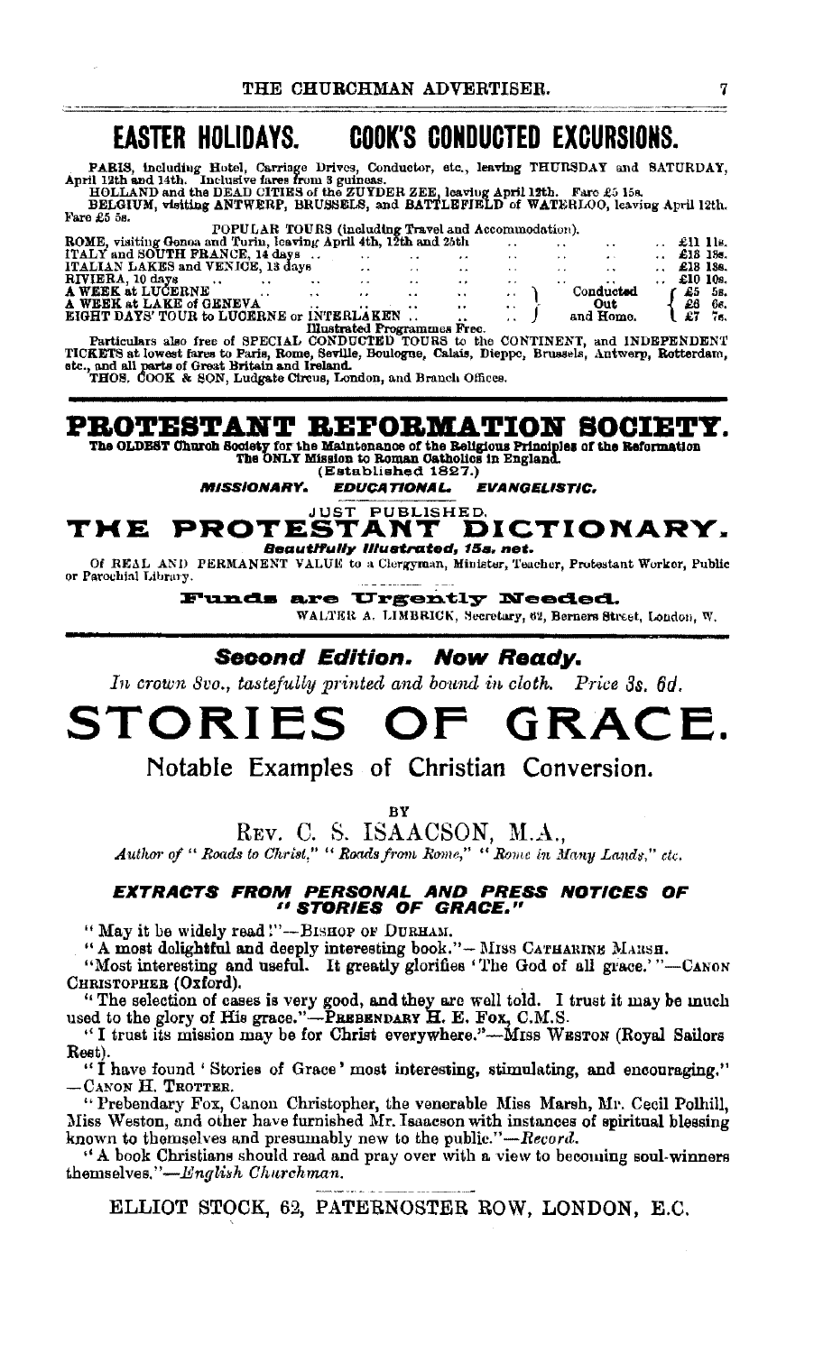# EASTER HOLIDAYS. COOK'S CONDUCTED EXCURSIONS.

PARIS, including Hotel, Carriage Drives, Conductor, etc., leaving THURSDAY and SATURDAY, April 12th and 14th. Inclusive fares from 3 guineas.

HOLLAND and the DEAD CITIES of the ZUYDER ZEE, leaving April 12th. Fare £5 15s.

BELGIUM, visiting ANTWERP, BRUSSELS, and BATTLEFIELD of WATERLOO, leaving April 12th. Fare £5 5s.

POPULAR TOURS (including Travel and Accommodation).

| | | |
|---|---|---|
| ROME, visiting Genoa and Turin, leaving April 4th, 12th and 25th | | £11 11s. |
| ITALY and SOUTH FRANCE, 14 days | | £18 18s. |
| ITALIAN LAKES and VENICE, 13 days | | £18 18s. |
| RIVIERA, 10 days | | £10 10s. |
| A WEEK at LUCERNE | Conducted Out and Home. | £5 5s. |
| A WEEK at LAKE of GENEVA | | £6 6s. |
| EIGHT DAYS' TOUR to LUCERNE or INTERLAKEN | | £7 7s. |

Illustrated Programmes Free.

Particulars also free of SPECIAL CONDUCTED TOURS to the CONTINENT, and INDEPENDENT TICKETS at lowest fares to Paris, Rome, Seville, Boulogne, Calais, Dieppe, Brussels, Antwerp, Rotterdam, etc., and all parts of Great Britain and Ireland.

THOS. COOK & SON, Ludgate Circus, London, and Branch Offices.

---

# PROTESTANT REFORMATION SOCIETY.

**The OLDEST Church Society for the Maintenance of the Religious Principles of the Reformation**
**The ONLY Mission to Roman Catholics in England.**
**(Established 1827.)**

***MISSIONARY. EDUCATIONAL. EVANGELISTIC.***

JUST PUBLISHED.

## THE PROTESTANT DICTIONARY.

***Beautifully Illustrated, 15s. net.***

Of REAL AND PERMANENT VALUE to a Clergyman, Minister, Teacher, Protestant Worker, Public or Parochial Library.

**Funds are Urgently Needed.**

WALTER A. LIMBRICK, Secretary, 62, Berners Street, London, W.

---

***Second Edition. Now Ready.***

*In crown 8vo., tastefully printed and bound in cloth. Price 3s. 6d.*

# STORIES OF GRACE.

## Notable Examples of Christian Conversion.

BY

REV. C. S. ISAACSON, M.A.,

*Author of "Roads to Christ," "Roads from Rome," "Rome in Many Lands," etc.*

### EXTRACTS FROM PERSONAL AND PRESS NOTICES OF "STORIES OF GRACE."

"May it be widely read!"—BISHOP OF DURHAM.

"A most delightful and deeply interesting book."—MISS CATHARINE MARSH.

"Most interesting and useful. It greatly glorifies 'The God of all grace.'"—CANON CHRISTOPHER (Oxford).

"The selection of cases is very good, and they are well told. I trust it may be much used to the glory of His grace."—PREBENDARY H. E. FOX, C.M.S.

"I trust its mission may be for Christ everywhere."—MISS WESTON (Royal Sailors Rest).

"I have found 'Stories of Grace' most interesting, stimulating, and encouraging."—CANON H. TROTTER.

"Prebendary Fox, Canon Christopher, the venerable Miss Marsh, Mr. Cecil Polhill, Miss Weston, and other have furnished Mr. Isaacson with instances of spiritual blessing known to themselves and presumably new to the public."—*Record.*

"A book Christians should read and pray over with a view to becoming soul-winners themselves."—*English Churchman.*

ELLIOT STOCK, 62, PATERNOSTER ROW, LONDON, E.C.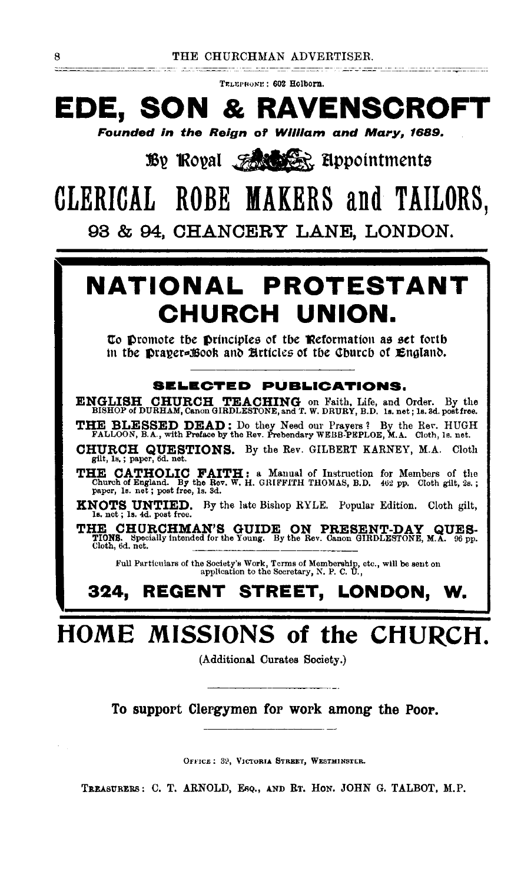TELEPHONE: 602 Holborn.

# EDE, SON & RAVENSCROFT

***Founded in the Reign of William and Mary, 1689.***

By Royal Appointments

# CLERICAL ROBE MAKERS and TAILORS,

## 93 & 94, CHANCERY LANE, LONDON.

---

# NATIONAL PROTESTANT CHURCH UNION.

To Promote the Principles of the Reformation as set forth in the Prayer-Book and Articles of the Church of England.

### SELECTED PUBLICATIONS.

**ENGLISH CHURCH TEACHING** on Faith, Life, and Order. By the BISHOP of DURHAM, Canon GIRDLESTONE, and T. W. DRURY, B.D. 1s. net; 1s. 3d. post free.

**THE BLESSED DEAD:** Do they Need our Prayers? By the Rev. HUGH FALLOON, B.A., with Preface by the Rev. Prebendary WEBB-PEPLOE, M.A. Cloth, 1s. net.

**CHURCH QUESTIONS.** By the Rev. GILBERT KARNEY, M.A. Cloth gilt, 1s.; paper, 6d. net.

**THE CATHOLIC FAITH:** a Manual of Instruction for Members of the Church of England. By the Rev. W. H. GRIFFITH THOMAS, B.D. 462 pp. Cloth gilt, 2s.; paper, 1s. net; post free, 1s. 3d.

**KNOTS UNTIED.** By the late Bishop RYLE. Popular Edition. Cloth gilt, 1s. net; 1s. 4d. post free.

**THE CHURCHMAN'S GUIDE ON PRESENT-DAY QUESTIONS.** Specially intended for the Young. By the Rev. Canon GIRDLESTONE, M.A. 96 pp. Cloth, 6d. net.

Full Particulars of the Society's Work, Terms of Membership, etc., will be sent on application to the Secretary, N. P. C. U.,

## 324, REGENT STREET, LONDON, W.

---

# HOME MISSIONS of the CHURCH.

(Additional Curates Society.)

**To support Clergymen for work among the Poor.**

OFFICE: 39, VICTORIA STREET, WESTMINSTER.

TREASURERS: C. T. ARNOLD, ESQ., AND RT. HON. JOHN G. TALBOT, M.P.